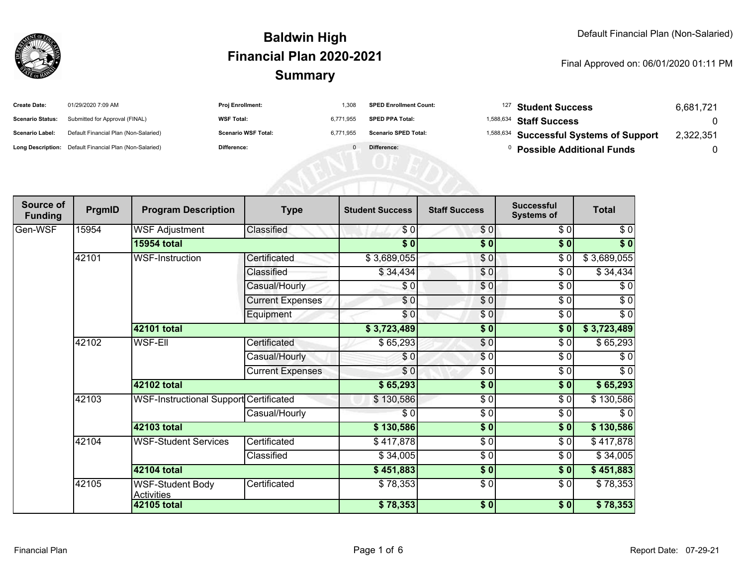# Baldwin High
## Financial Plan 2020-2021
## Summary

Default Financial Plan (Non-Salaried)

Final Approved on: 06/01/2020 01:11 PM

| | | | | | |
|---|---|---|---|---|---|
| **Create Date:** | 01/29/2020 7:09 AM | **Proj Enrollment:** | 1,308 | **SPED Enrollment Count:** | 127 |
| **Scenario Status:** | Submitted for Approval (FINAL) | **WSF Total:** | 6,771,955 | **SPED PPA Total:** | 1,588,634 |
| **Scenario Label:** | Default Financial Plan (Non-Salaried) | **Scenario WSF Total:** | 6,771,955 | **Scenario SPED Total:** | 1,588,634 |
| **Long Description:** | Default Financial Plan (Non-Salaried) | **Difference:** | 0 | **Difference:** | 0 |

| | |
|---|---|
| **Student Success** | 6,681,721 |
| **Staff Success** | 0 |
| **Successful Systems of Support** | 2,322,351 |
| **Possible Additional Funds** | 0 |

| Source of Funding | PrgmID | Program Description | Type | Student Success | Staff Success | Successful Systems of | Total |
|---|---|---|---|---|---|---|---|
| Gen-WSF | 15954 | WSF Adjustment | Classified | $ 0 | $ 0 | $ 0 | $ 0 |
| | | **15954 total** | | **$ 0** | **$ 0** | **$ 0** | **$ 0** |
| | 42101 | WSF-Instruction | Certificated | $ 3,689,055 | $ 0 | $ 0 | $ 3,689,055 |
| | | | Classified | $ 34,434 | $ 0 | $ 0 | $ 34,434 |
| | | | Casual/Hourly | $ 0 | $ 0 | $ 0 | $ 0 |
| | | | Current Expenses | $ 0 | $ 0 | $ 0 | $ 0 |
| | | | Equipment | $ 0 | $ 0 | $ 0 | $ 0 |
| | | **42101 total** | | **$ 3,723,489** | **$ 0** | **$ 0** | **$ 3,723,489** |
| | 42102 | WSF-Ell | Certificated | $ 65,293 | $ 0 | $ 0 | $ 65,293 |
| | | | Casual/Hourly | $ 0 | $ 0 | $ 0 | $ 0 |
| | | | Current Expenses | $ 0 | $ 0 | $ 0 | $ 0 |
| | | **42102 total** | | **$ 65,293** | **$ 0** | **$ 0** | **$ 65,293** |
| | 42103 | WSF-Instructional Support | Certificated | $ 130,586 | $ 0 | $ 0 | $ 130,586 |
| | | | Casual/Hourly | $ 0 | $ 0 | $ 0 | $ 0 |
| | | **42103 total** | | **$ 130,586** | **$ 0** | **$ 0** | **$ 130,586** |
| | 42104 | WSF-Student Services | Certificated | $ 417,878 | $ 0 | $ 0 | $ 417,878 |
| | | | Classified | $ 34,005 | $ 0 | $ 0 | $ 34,005 |
| | | **42104 total** | | **$ 451,883** | **$ 0** | **$ 0** | **$ 451,883** |
| | 42105 | WSF-Student Body Activities | Certificated | $ 78,353 | $ 0 | $ 0 | $ 78,353 |
| | | **42105 total** | | **$ 78,353** | **$ 0** | **$ 0** | **$ 78,353** |

Financial Plan

Report Date: 07-29-21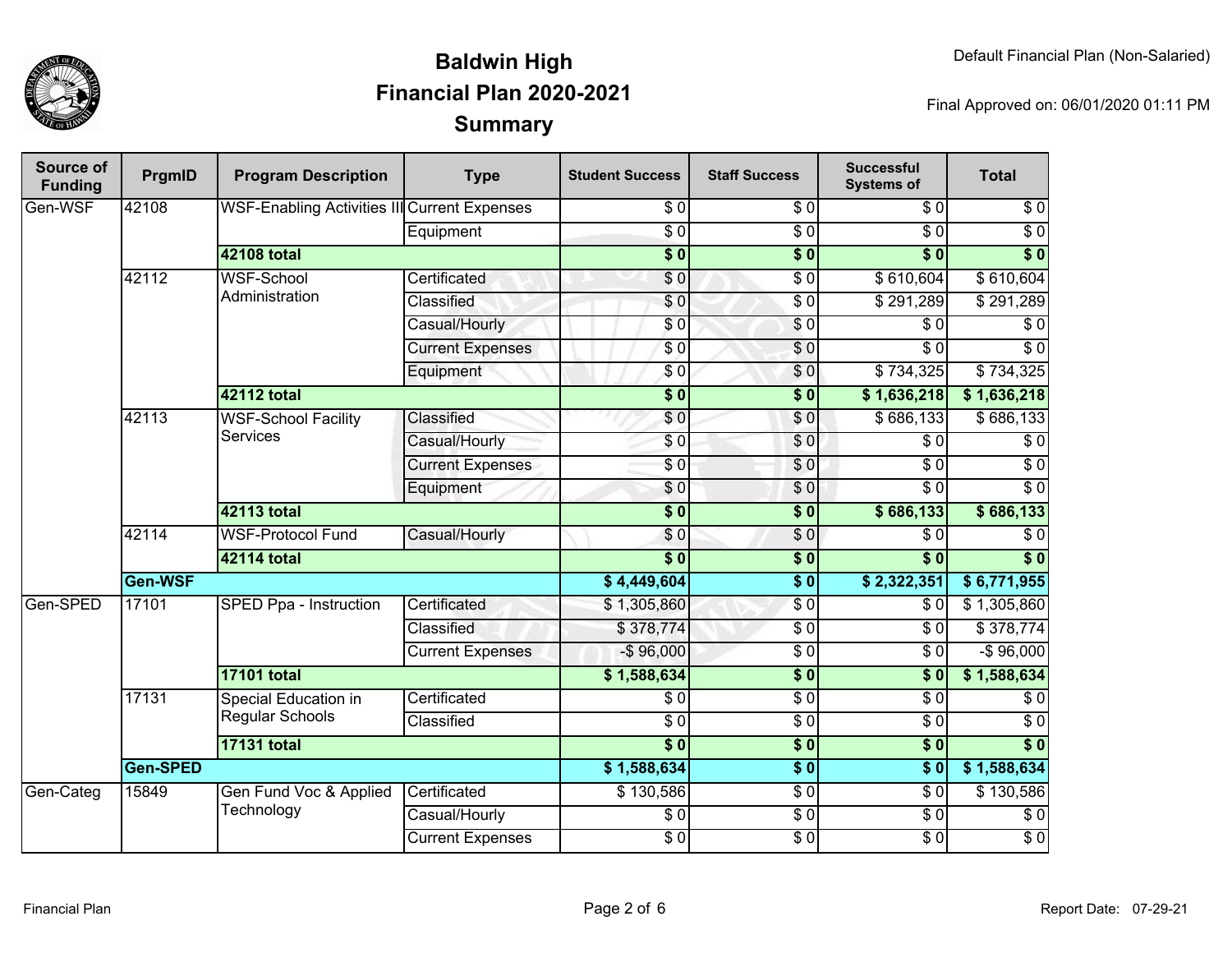# Baldwin High
## Financial Plan 2020-2021
## Summary

Default Financial Plan (Non-Salaried)

Final Approved on: 06/01/2020 01:11 PM

| Source of Funding | PrgmID | Program Description | Type | Student Success | Staff Success | Successful Systems of | Total |
|---|---|---|---|---|---|---|---|
| Gen-WSF | 42108 | WSF-Enabling Activities III | Current Expenses | $ 0 | $ 0 | $ 0 | $ 0 |
| | | | Equipment | $ 0 | $ 0 | $ 0 | $ 0 |
| | | **42108 total** | | **$ 0** | **$ 0** | **$ 0** | **$ 0** |
| | 42112 | WSF-School Administration | Certificated | $ 0 | $ 0 | $ 610,604 | $ 610,604 |
| | | | Classified | $ 0 | $ 0 | $ 291,289 | $ 291,289 |
| | | | Casual/Hourly | $ 0 | $ 0 | $ 0 | $ 0 |
| | | | Current Expenses | $ 0 | $ 0 | $ 0 | $ 0 |
| | | | Equipment | $ 0 | $ 0 | $ 734,325 | $ 734,325 |
| | | **42112 total** | | **$ 0** | **$ 0** | **$ 1,636,218** | **$ 1,636,218** |
| | 42113 | WSF-School Facility Services | Classified | $ 0 | $ 0 | $ 686,133 | $ 686,133 |
| | | | Casual/Hourly | $ 0 | $ 0 | $ 0 | $ 0 |
| | | | Current Expenses | $ 0 | $ 0 | $ 0 | $ 0 |
| | | | Equipment | $ 0 | $ 0 | $ 0 | $ 0 |
| | | **42113 total** | | **$ 0** | **$ 0** | **$ 686,133** | **$ 686,133** |
| | 42114 | WSF-Protocol Fund | Casual/Hourly | $ 0 | $ 0 | $ 0 | $ 0 |
| | | **42114 total** | | **$ 0** | **$ 0** | **$ 0** | **$ 0** |
| | **Gen-WSF** | | | **$ 4,449,604** | **$ 0** | **$ 2,322,351** | **$ 6,771,955** |
| Gen-SPED | 17101 | SPED Ppa - Instruction | Certificated | $ 1,305,860 | $ 0 | $ 0 | $ 1,305,860 |
| | | | Classified | $ 378,774 | $ 0 | $ 0 | $ 378,774 |
| | | | Current Expenses | -$ 96,000 | $ 0 | $ 0 | -$ 96,000 |
| | | **17101 total** | | **$ 1,588,634** | **$ 0** | **$ 0** | **$ 1,588,634** |
| | 17131 | Special Education in Regular Schools | Certificated | $ 0 | $ 0 | $ 0 | $ 0 |
| | | | Classified | $ 0 | $ 0 | $ 0 | $ 0 |
| | | **17131 total** | | **$ 0** | **$ 0** | **$ 0** | **$ 0** |
| | **Gen-SPED** | | | **$ 1,588,634** | **$ 0** | **$ 0** | **$ 1,588,634** |
| Gen-Categ | 15849 | Gen Fund Voc & Applied Technology | Certificated | $ 130,586 | $ 0 | $ 0 | $ 130,586 |
| | | | Casual/Hourly | $ 0 | $ 0 | $ 0 | $ 0 |
| | | | Current Expenses | $ 0 | $ 0 | $ 0 | $ 0 |

Financial Plan

Report Date: 07-29-21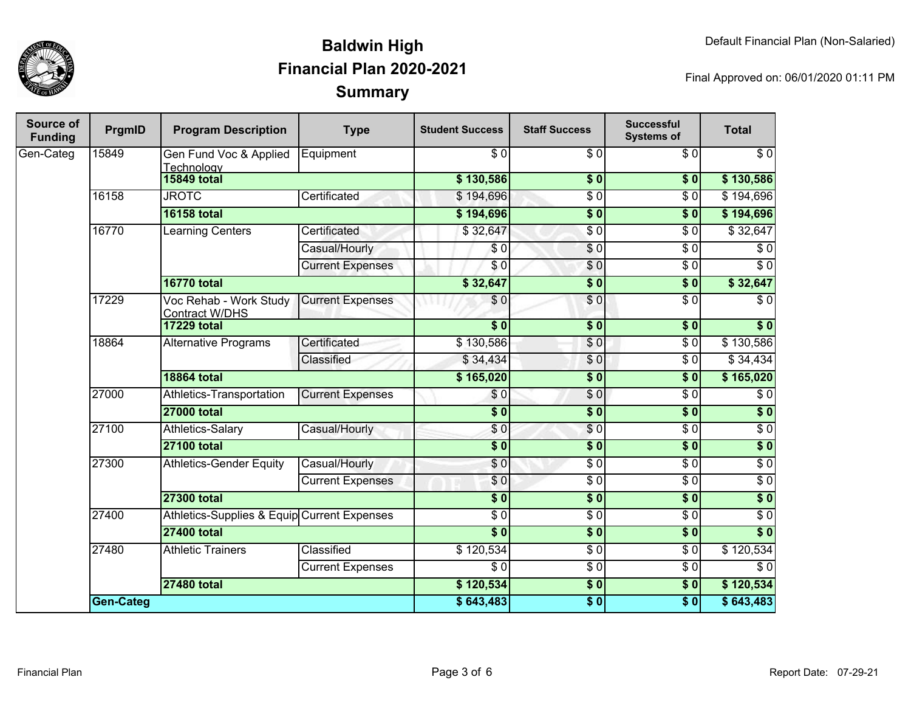# Baldwin High
## Financial Plan 2020-2021
## Summary

Default Financial Plan (Non-Salaried)

Final Approved on: 06/01/2020 01:11 PM

| Source of Funding | PrgmID | Program Description | Type | Student Success | Staff Success | Successful Systems of | Total |
|---|---|---|---|---|---|---|---|
| Gen-Categ | 15849 | Gen Fund Voc & Applied Technology | Equipment | $ 0 | $ 0 | $ 0 | $ 0 |
| | | **15849 total** | | **$ 130,586** | **$ 0** | **$ 0** | **$ 130,586** |
| | 16158 | JROTC | Certificated | $ 194,696 | $ 0 | $ 0 | $ 194,696 |
| | | **16158 total** | | **$ 194,696** | **$ 0** | **$ 0** | **$ 194,696** |
| | 16770 | Learning Centers | Certificated | $ 32,647 | $ 0 | $ 0 | $ 32,647 |
| | | | Casual/Hourly | $ 0 | $ 0 | $ 0 | $ 0 |
| | | | Current Expenses | $ 0 | $ 0 | $ 0 | $ 0 |
| | | **16770 total** | | **$ 32,647** | **$ 0** | **$ 0** | **$ 32,647** |
| | 17229 | Voc Rehab - Work Study Contract W/DHS | Current Expenses | $ 0 | $ 0 | $ 0 | $ 0 |
| | | **17229 total** | | **$ 0** | **$ 0** | **$ 0** | **$ 0** |
| | 18864 | Alternative Programs | Certificated | $ 130,586 | $ 0 | $ 0 | $ 130,586 |
| | | | Classified | $ 34,434 | $ 0 | $ 0 | $ 34,434 |
| | | **18864 total** | | **$ 165,020** | **$ 0** | **$ 0** | **$ 165,020** |
| | 27000 | Athletics-Transportation | Current Expenses | $ 0 | $ 0 | $ 0 | $ 0 |
| | | **27000 total** | | **$ 0** | **$ 0** | **$ 0** | **$ 0** |
| | 27100 | Athletics-Salary | Casual/Hourly | $ 0 | $ 0 | $ 0 | $ 0 |
| | | **27100 total** | | **$ 0** | **$ 0** | **$ 0** | **$ 0** |
| | 27300 | Athletics-Gender Equity | Casual/Hourly | $ 0 | $ 0 | $ 0 | $ 0 |
| | | | Current Expenses | $ 0 | $ 0 | $ 0 | $ 0 |
| | | **27300 total** | | **$ 0** | **$ 0** | **$ 0** | **$ 0** |
| | 27400 | Athletics-Supplies & Equip | Current Expenses | $ 0 | $ 0 | $ 0 | $ 0 |
| | | **27400 total** | | **$ 0** | **$ 0** | **$ 0** | **$ 0** |
| | 27480 | Athletic Trainers | Classified | $ 120,534 | $ 0 | $ 0 | $ 120,534 |
| | | | Current Expenses | $ 0 | $ 0 | $ 0 | $ 0 |
| | | **27480 total** | | **$ 120,534** | **$ 0** | **$ 0** | **$ 120,534** |
| | **Gen-Categ** | | | **$ 643,483** | **$ 0** | **$ 0** | **$ 643,483** |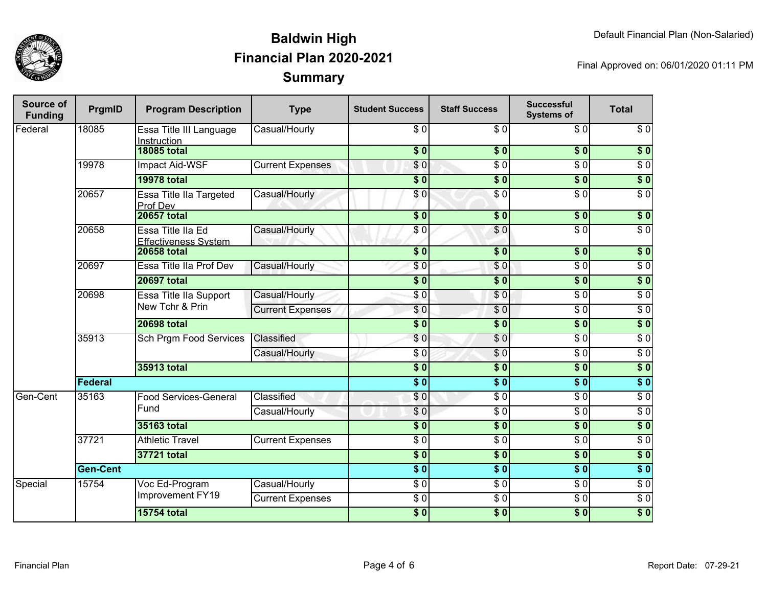# Baldwin High
## Financial Plan 2020-2021
## Summary

Default Financial Plan (Non-Salaried)

Final Approved on: 06/01/2020 01:11 PM

| Source of Funding | PrgmID | Program Description | Type | Student Success | Staff Success | Successful Systems of | Total |
|---|---|---|---|---|---|---|---|
| Federal | 18085 | Essa Title III Language Instruction | Casual/Hourly | $ 0 | $ 0 | $ 0 | $ 0 |
| | | **18085 total** | | **$ 0** | **$ 0** | **$ 0** | **$ 0** |
| | 19978 | Impact Aid-WSF | Current Expenses | $ 0 | $ 0 | $ 0 | $ 0 |
| | | **19978 total** | | **$ 0** | **$ 0** | **$ 0** | **$ 0** |
| | 20657 | Essa Title IIa Targeted Prof Dev | Casual/Hourly | $ 0 | $ 0 | $ 0 | $ 0 |
| | | **20657 total** | | **$ 0** | **$ 0** | **$ 0** | **$ 0** |
| | 20658 | Essa Title IIa Ed Effectiveness System | Casual/Hourly | $ 0 | $ 0 | $ 0 | $ 0 |
| | | **20658 total** | | **$ 0** | **$ 0** | **$ 0** | **$ 0** |
| | 20697 | Essa Title IIa Prof Dev | Casual/Hourly | $ 0 | $ 0 | $ 0 | $ 0 |
| | | **20697 total** | | **$ 0** | **$ 0** | **$ 0** | **$ 0** |
| | 20698 | Essa Title IIa Support New Tchr & Prin | Casual/Hourly | $ 0 | $ 0 | $ 0 | $ 0 |
| | | | Current Expenses | $ 0 | $ 0 | $ 0 | $ 0 |
| | | **20698 total** | | **$ 0** | **$ 0** | **$ 0** | **$ 0** |
| | 35913 | Sch Prgm Food Services | Classified | $ 0 | $ 0 | $ 0 | $ 0 |
| | | | Casual/Hourly | $ 0 | $ 0 | $ 0 | $ 0 |
| | | **35913 total** | | **$ 0** | **$ 0** | **$ 0** | **$ 0** |
| | **Federal** | | | **$ 0** | **$ 0** | **$ 0** | **$ 0** |
| Gen-Cent | 35163 | Food Services-General Fund | Classified | $ 0 | $ 0 | $ 0 | $ 0 |
| | | | Casual/Hourly | $ 0 | $ 0 | $ 0 | $ 0 |
| | | **35163 total** | | **$ 0** | **$ 0** | **$ 0** | **$ 0** |
| | 37721 | Athletic Travel | Current Expenses | $ 0 | $ 0 | $ 0 | $ 0 |
| | | **37721 total** | | **$ 0** | **$ 0** | **$ 0** | **$ 0** |
| | **Gen-Cent** | | | **$ 0** | **$ 0** | **$ 0** | **$ 0** |
| Special | 15754 | Voc Ed-Program Improvement FY19 | Casual/Hourly | $ 0 | $ 0 | $ 0 | $ 0 |
| | | | Current Expenses | $ 0 | $ 0 | $ 0 | $ 0 |
| | | **15754 total** | | **$ 0** | **$ 0** | **$ 0** | **$ 0** |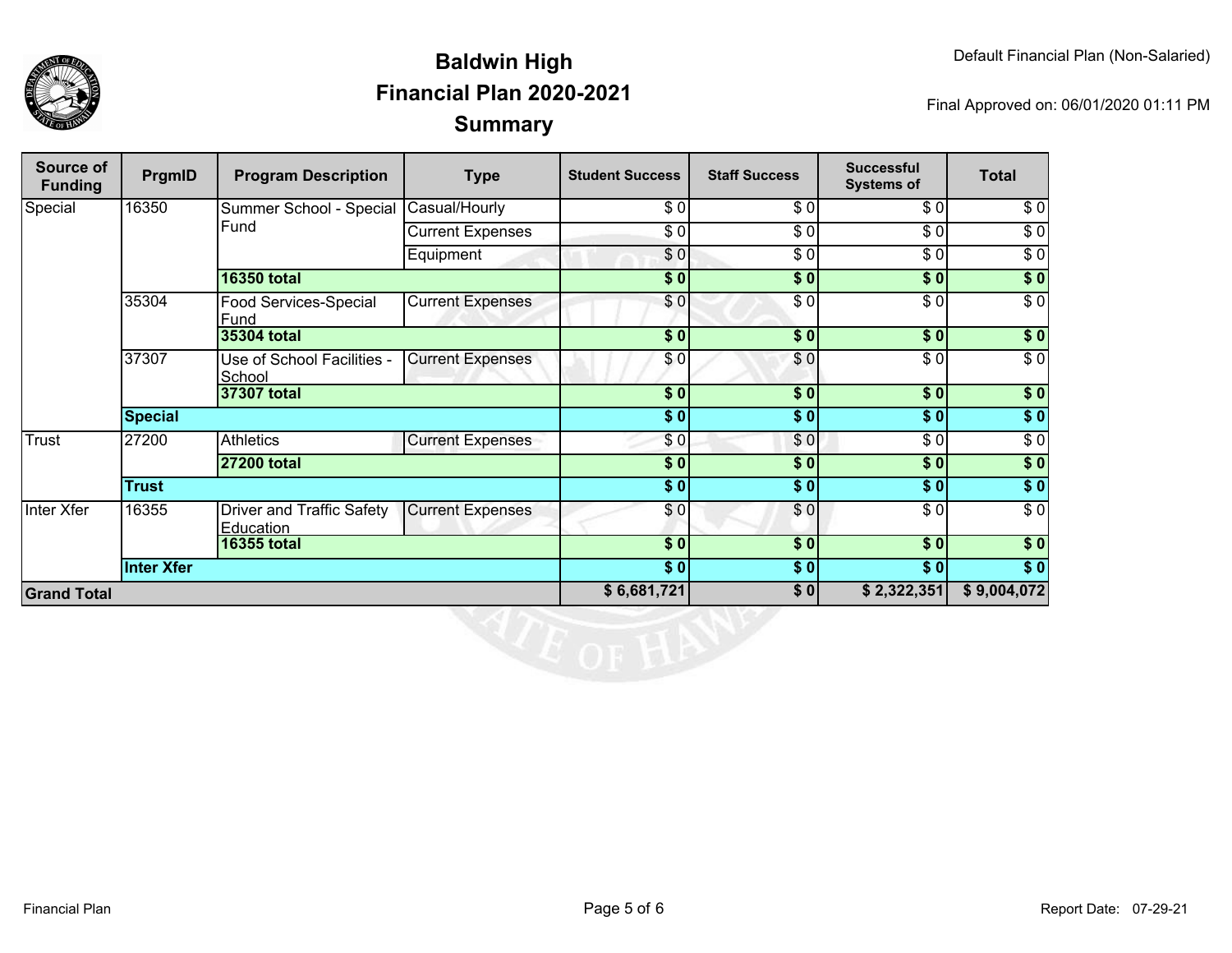# Baldwin High
## Financial Plan 2020-2021
## Summary

Default Financial Plan (Non-Salaried)

Final Approved on: 06/01/2020 01:11 PM

| Source of Funding | PrgmID | Program Description | Type | Student Success | Staff Success | Successful Systems of | Total |
|---|---|---|---|---|---|---|---|
| Special | 16350 | Summer School - Special Fund | Casual/Hourly | $ 0 | $ 0 | $ 0 | $ 0 |
| | | | Current Expenses | $ 0 | $ 0 | $ 0 | $ 0 |
| | | | Equipment | $ 0 | $ 0 | $ 0 | $ 0 |
| | | **16350 total** | | **$ 0** | **$ 0** | **$ 0** | **$ 0** |
| | 35304 | Food Services-Special Fund | Current Expenses | $ 0 | $ 0 | $ 0 | $ 0 |
| | | **35304 total** | | **$ 0** | **$ 0** | **$ 0** | **$ 0** |
| | 37307 | Use of School Facilities - School | Current Expenses | $ 0 | $ 0 | $ 0 | $ 0 |
| | | **37307 total** | | **$ 0** | **$ 0** | **$ 0** | **$ 0** |
| | **Special** | | | **$ 0** | **$ 0** | **$ 0** | **$ 0** |
| Trust | 27200 | Athletics | Current Expenses | $ 0 | $ 0 | $ 0 | $ 0 |
| | | **27200 total** | | **$ 0** | **$ 0** | **$ 0** | **$ 0** |
| | **Trust** | | | **$ 0** | **$ 0** | **$ 0** | **$ 0** |
| Inter Xfer | 16355 | Driver and Traffic Safety Education | Current Expenses | $ 0 | $ 0 | $ 0 | $ 0 |
| | | **16355 total** | | **$ 0** | **$ 0** | **$ 0** | **$ 0** |
| | **Inter Xfer** | | | **$ 0** | **$ 0** | **$ 0** | **$ 0** |
| **Grand Total** | | | | **$ 6,681,721** | **$ 0** | **$ 2,322,351** | **$ 9,004,072** |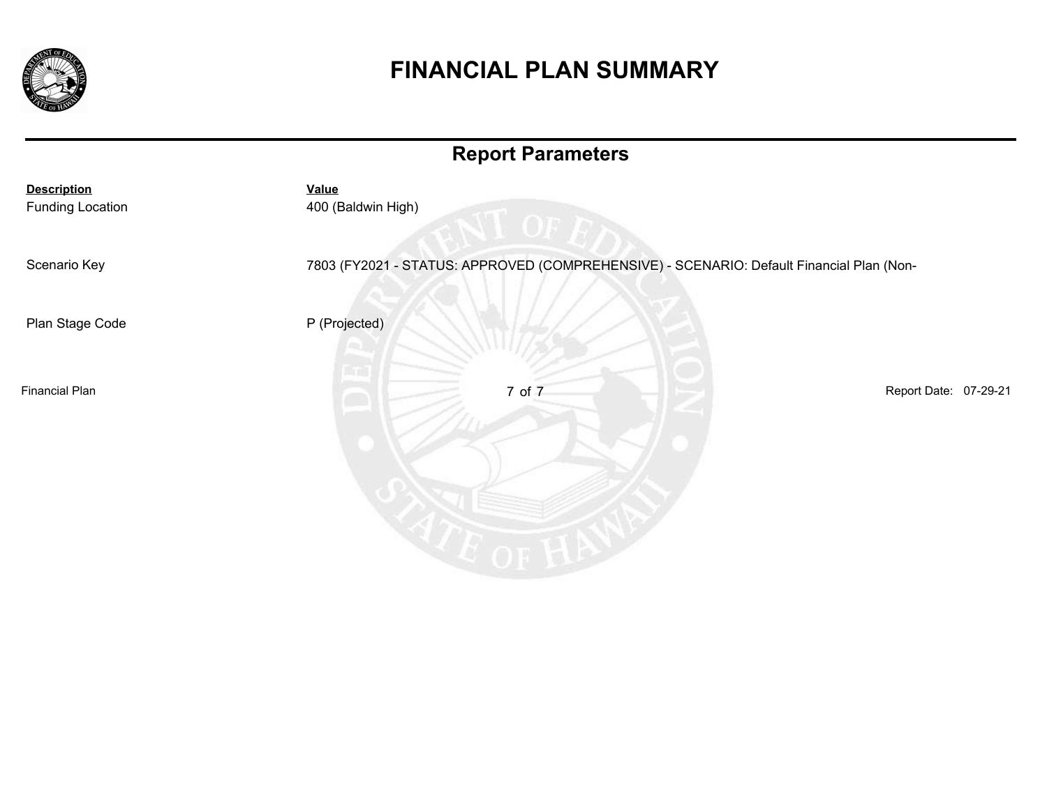# FINANCIAL PLAN SUMMARY

## Report Parameters

| Description | Value |
| --- | --- |
| Funding Location | 400 (Baldwin High) |
| Scenario Key | 7803 (FY2021 - STATUS: APPROVED (COMPREHENSIVE) - SCENARIO: Default Financial Plan (Non- |
| Plan Stage Code | P (Projected) |